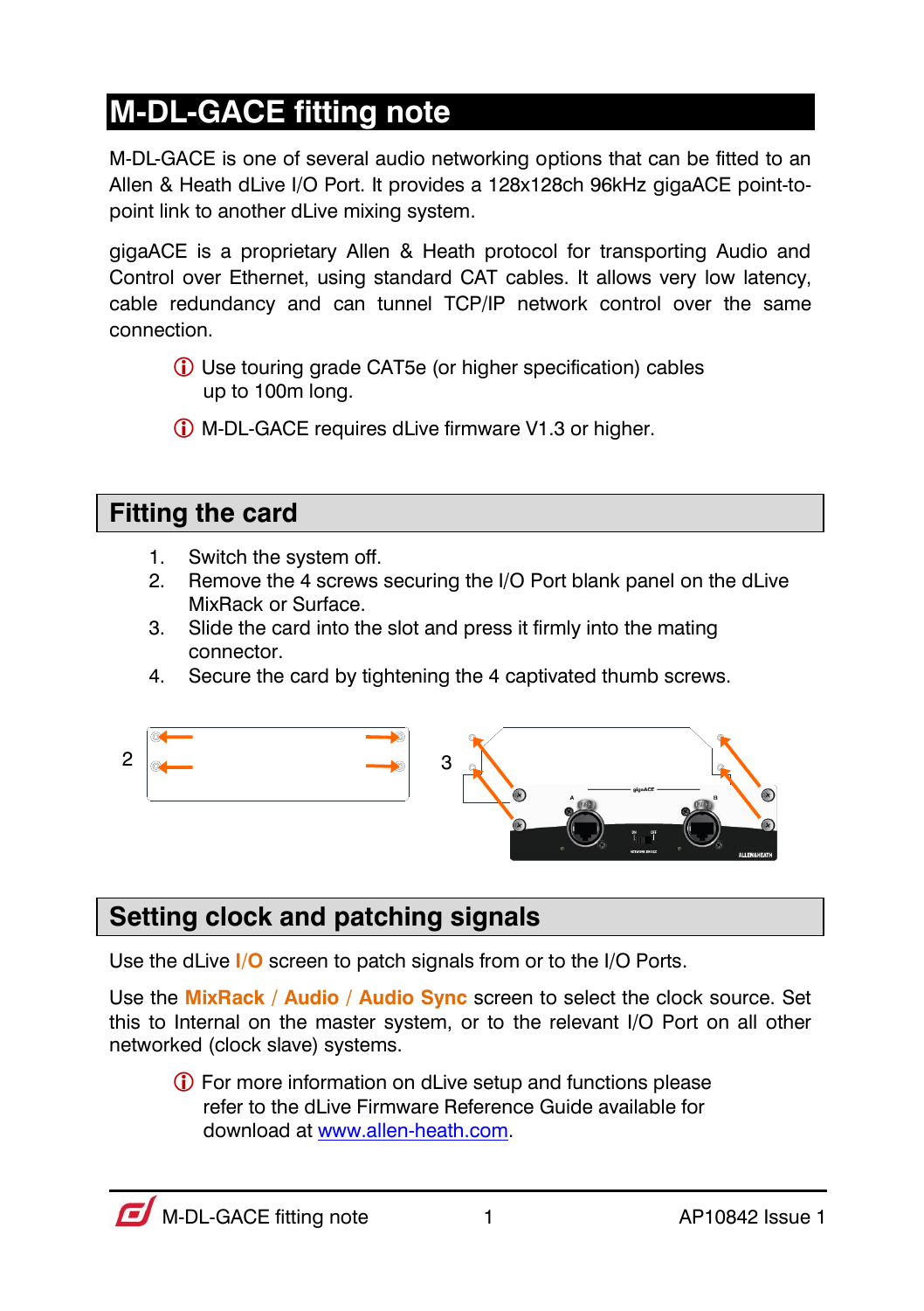# M-DL-GACE fitting note

M-DL-GACE is one of several audio networking options that can be fitted to an Allen & Heath dLive I/O Port. It provides a 128x128ch 96kHz gigaACE point-to-point link to another dLive mixing system.

gigaACE is a proprietary Allen & Heath protocol for transporting Audio and Control over Ethernet, using standard CAT cables. It allows very low latency, cable redundancy and can tunnel TCP/IP network control over the same connection.

ⓘ Use touring grade CAT5e (or higher specification) cables up to 100m long.

ⓘ M-DL-GACE requires dLive firmware V1.3 or higher.

## Fitting the card

1. Switch the system off.
2. Remove the 4 screws securing the I/O Port blank panel on the dLive MixRack or Surface.
3. Slide the card into the slot and press it firmly into the mating connector.
4. Secure the card by tightening the 4 captivated thumb screws.

## Setting clock and patching signals

Use the dLive **I/O** screen to patch signals from or to the I/O Ports.

Use the **MixRack / Audio / Audio Sync** screen to select the clock source. Set this to Internal on the master system, or to the relevant I/O Port on all other networked (clock slave) systems.

ⓘ For more information on dLive setup and functions please refer to the dLive Firmware Reference Guide available for download at www.allen-heath.com.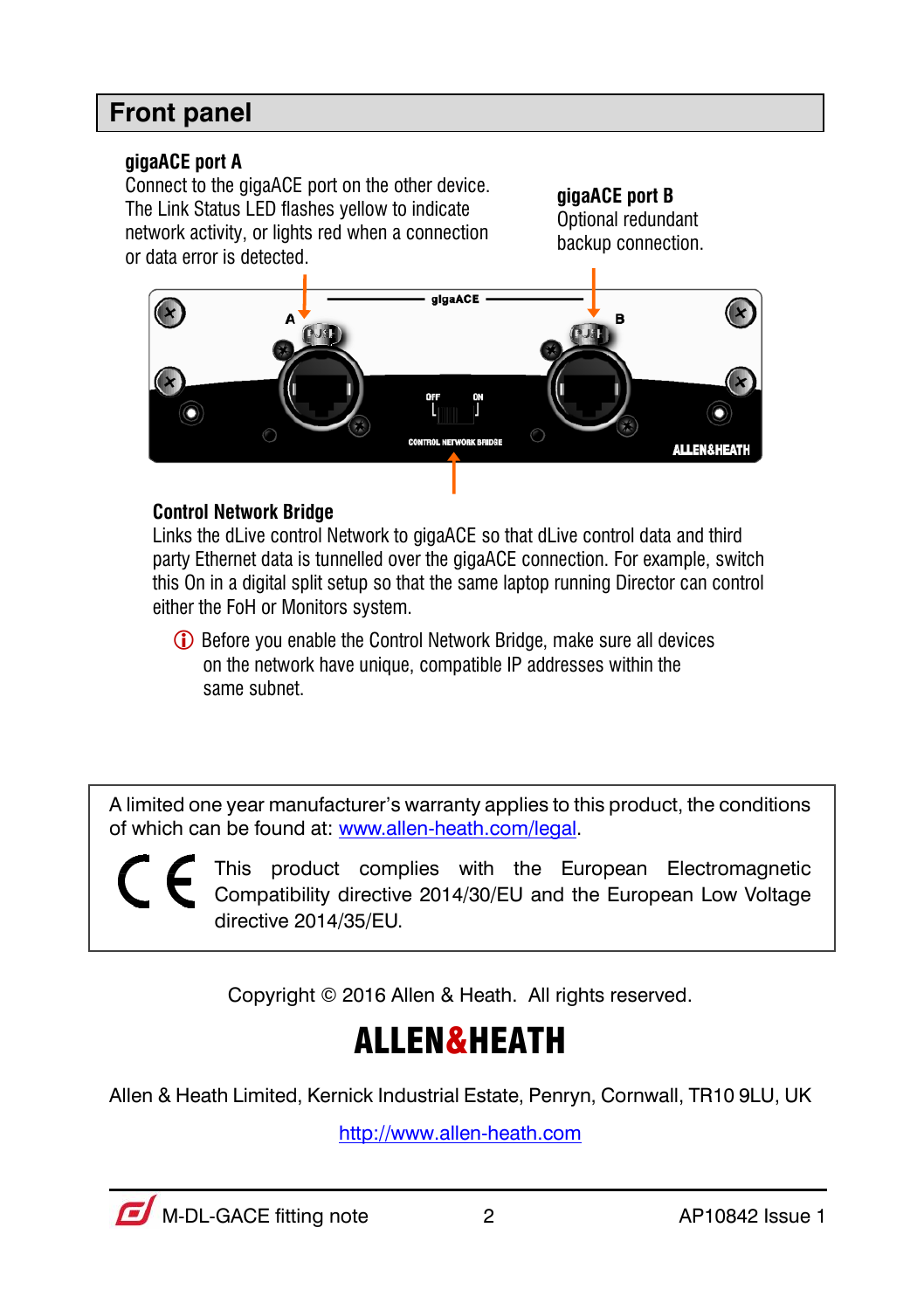## Front panel

**gigaACE port A**
Connect to the gigaACE port on the other device. The Link Status LED flashes yellow to indicate network activity, or lights red when a connection or data error is detected.

**gigaACE port B**
Optional redundant backup connection.

gigaACE

A

B

OFF ON

CONTROL NETWORK BRIDGE

ALLEN&HEATH

**Control Network Bridge**
Links the dLive control Network to gigaACE so that dLive control data and third party Ethernet data is tunnelled over the gigaACE connection. For example, switch this On in a digital split setup so that the same laptop running Director can control either the FoH or Monitors system.

ⓘ Before you enable the Control Network Bridge, make sure all devices on the network have unique, compatible IP addresses within the same subnet.

---

A limited one year manufacturer's warranty applies to this product, the conditions of which can be found at: [www.allen-heath.com/legal](http://www.allen-heath.com/legal).

CE This product complies with the European Electromagnetic Compatibility directive 2014/30/EU and the European Low Voltage directive 2014/35/EU.

---

Copyright © 2016 Allen & Heath. All rights reserved.

**ALLEN&HEATH**

Allen & Heath Limited, Kernick Industrial Estate, Penryn, Cornwall, TR10 9LU, UK

[http://www.allen-heath.com](http://www.allen-heath.com)